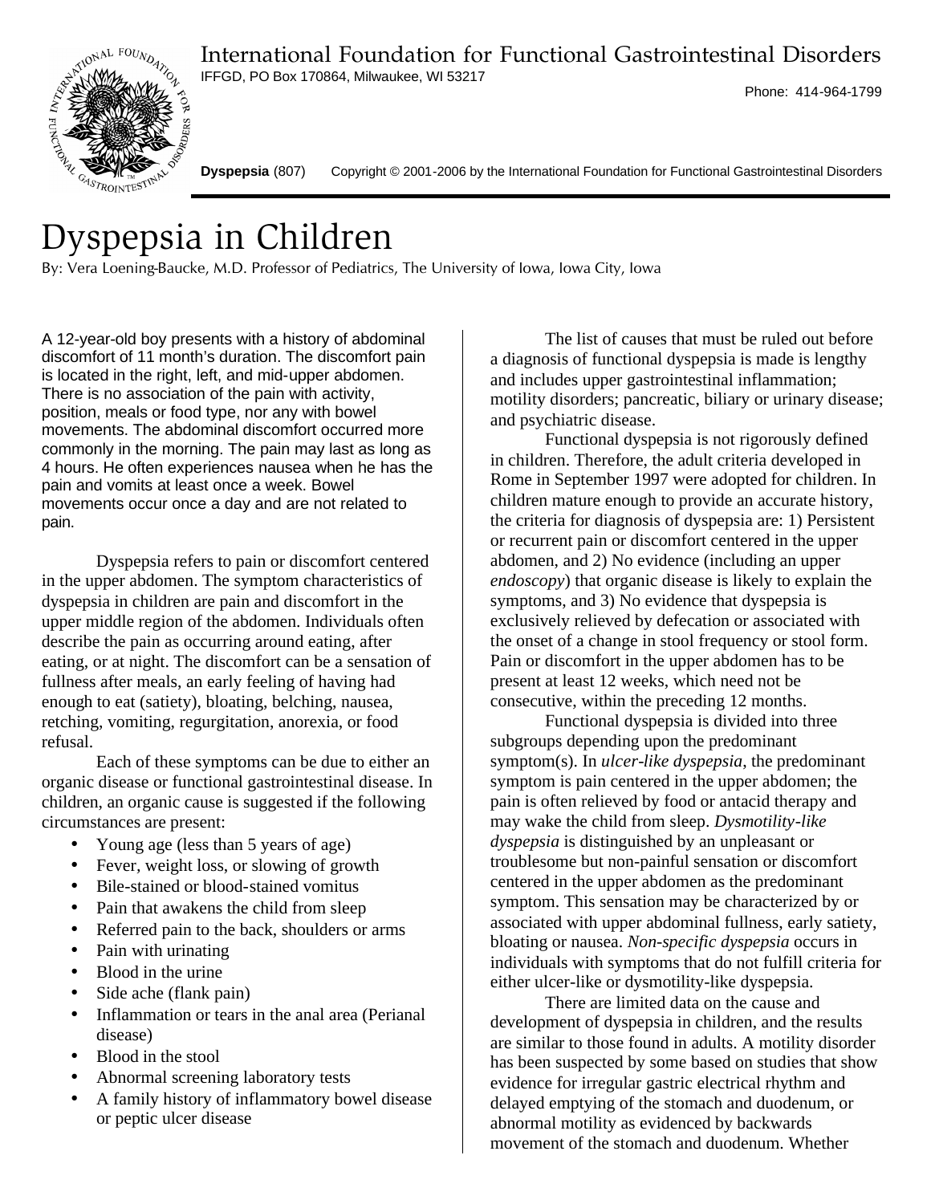International Foundation for Functional Gastrointestinal Disorders
IFFGD, PO Box 170864, Milwaukee, WI 53217

Phone: 414-964-1799

**Dyspepsia** (807) Copyright © 2001-2006 by the International Foundation for Functional Gastrointestinal Disorders

# Dyspepsia in Children

By: Vera Loening-Baucke, M.D. Professor of Pediatrics, The University of Iowa, Iowa City, Iowa

A 12-year-old boy presents with a history of abdominal discomfort of 11 month's duration. The discomfort pain is located in the right, left, and mid-upper abdomen. There is no association of the pain with activity, position, meals or food type, nor any with bowel movements. The abdominal discomfort occurred more commonly in the morning. The pain may last as long as 4 hours. He often experiences nausea when he has the pain and vomits at least once a week. Bowel movements occur once a day and are not related to pain.

Dyspepsia refers to pain or discomfort centered in the upper abdomen. The symptom characteristics of dyspepsia in children are pain and discomfort in the upper middle region of the abdomen. Individuals often describe the pain as occurring around eating, after eating, or at night. The discomfort can be a sensation of fullness after meals, an early feeling of having had enough to eat (satiety), bloating, belching, nausea, retching, vomiting, regurgitation, anorexia, or food refusal.

Each of these symptoms can be due to either an organic disease or functional gastrointestinal disease. In children, an organic cause is suggested if the following circumstances are present:

- Young age (less than 5 years of age)
- Fever, weight loss, or slowing of growth
- Bile-stained or blood-stained vomitus
- Pain that awakens the child from sleep
- Referred pain to the back, shoulders or arms
- Pain with urinating
- Blood in the urine
- Side ache (flank pain)
- Inflammation or tears in the anal area (Perianal disease)
- Blood in the stool
- Abnormal screening laboratory tests
- A family history of inflammatory bowel disease or peptic ulcer disease

The list of causes that must be ruled out before a diagnosis of functional dyspepsia is made is lengthy and includes upper gastrointestinal inflammation; motility disorders; pancreatic, biliary or urinary disease; and psychiatric disease.

Functional dyspepsia is not rigorously defined in children. Therefore, the adult criteria developed in Rome in September 1997 were adopted for children. In children mature enough to provide an accurate history, the criteria for diagnosis of dyspepsia are: 1) Persistent or recurrent pain or discomfort centered in the upper abdomen, and 2) No evidence (including an upper *endoscopy*) that organic disease is likely to explain the symptoms, and 3) No evidence that dyspepsia is exclusively relieved by defecation or associated with the onset of a change in stool frequency or stool form. Pain or discomfort in the upper abdomen has to be present at least 12 weeks, which need not be consecutive, within the preceding 12 months.

Functional dyspepsia is divided into three subgroups depending upon the predominant symptom(s). In *ulcer-like dyspepsia*, the predominant symptom is pain centered in the upper abdomen; the pain is often relieved by food or antacid therapy and may wake the child from sleep. *Dysmotility-like dyspepsia* is distinguished by an unpleasant or troublesome but non-painful sensation or discomfort centered in the upper abdomen as the predominant symptom. This sensation may be characterized by or associated with upper abdominal fullness, early satiety, bloating or nausea. *Non-specific dyspepsia* occurs in individuals with symptoms that do not fulfill criteria for either ulcer-like or dysmotility-like dyspepsia.

There are limited data on the cause and development of dyspepsia in children, and the results are similar to those found in adults. A motility disorder has been suspected by some based on studies that show evidence for irregular gastric electrical rhythm and delayed emptying of the stomach and duodenum, or abnormal motility as evidenced by backwards movement of the stomach and duodenum. Whether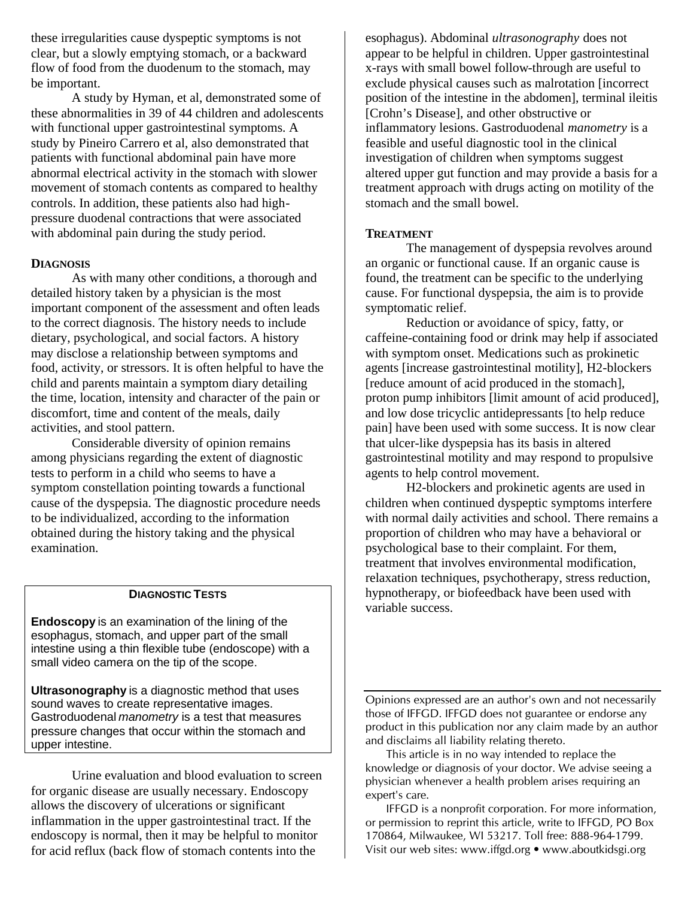these irregularities cause dyspeptic symptoms is not clear, but a slowly emptying stomach, or a backward flow of food from the duodenum to the stomach, may be important.

A study by Hyman, et al, demonstrated some of these abnormalities in 39 of 44 children and adolescents with functional upper gastrointestinal symptoms. A study by Pineiro Carrero et al, also demonstrated that patients with functional abdominal pain have more abnormal electrical activity in the stomach with slower movement of stomach contents as compared to healthy controls. In addition, these patients also had high-pressure duodenal contractions that were associated with abdominal pain during the study period.

### Diagnosis

As with many other conditions, a thorough and detailed history taken by a physician is the most important component of the assessment and often leads to the correct diagnosis. The history needs to include dietary, psychological, and social factors. A history may disclose a relationship between symptoms and food, activity, or stressors. It is often helpful to have the child and parents maintain a symptom diary detailing the time, location, intensity and character of the pain or discomfort, time and content of the meals, daily activities, and stool pattern.

Considerable diversity of opinion remains among physicians regarding the extent of diagnostic tests to perform in a child who seems to have a symptom constellation pointing towards a functional cause of the dyspepsia. The diagnostic procedure needs to be individualized, according to the information obtained during the history taking and the physical examination.

> **Diagnostic Tests**
>
> **Endoscopy** is an examination of the lining of the esophagus, stomach, and upper part of the small intestine using a thin flexible tube (endoscope) with a small video camera on the tip of the scope.
>
> **Ultrasonography** is a diagnostic method that uses sound waves to create representative images. Gastroduodenal *manometry* is a test that measures pressure changes that occur within the stomach and upper intestine.

Urine evaluation and blood evaluation to screen for organic disease are usually necessary. Endoscopy allows the discovery of ulcerations or significant inflammation in the upper gastrointestinal tract. If the endoscopy is normal, then it may be helpful to monitor for acid reflux (back flow of stomach contents into the esophagus). Abdominal *ultrasonography* does not appear to be helpful in children. Upper gastrointestinal x-rays with small bowel follow-through are useful to exclude physical causes such as malrotation [incorrect position of the intestine in the abdomen], terminal ileitis [Crohn's Disease], and other obstructive or inflammatory lesions. Gastroduodenal *manometry* is a feasible and useful diagnostic tool in the clinical investigation of children when symptoms suggest altered upper gut function and may provide a basis for a treatment approach with drugs acting on motility of the stomach and the small bowel.

### Treatment

The management of dyspepsia revolves around an organic or functional cause. If an organic cause is found, the treatment can be specific to the underlying cause. For functional dyspepsia, the aim is to provide symptomatic relief.

Reduction or avoidance of spicy, fatty, or caffeine-containing food or drink may help if associated with symptom onset. Medications such as prokinetic agents [increase gastrointestinal motility], H2-blockers [reduce amount of acid produced in the stomach], proton pump inhibitors [limit amount of acid produced], and low dose tricyclic antidepressants [to help reduce pain] have been used with some success. It is now clear that ulcer-like dyspepsia has its basis in altered gastrointestinal motility and may respond to propulsive agents to help control movement.

H2-blockers and prokinetic agents are used in children when continued dyspeptic symptoms interfere with normal daily activities and school. There remains a proportion of children who may have a behavioral or psychological base to their complaint. For them, treatment that involves environmental modification, relaxation techniques, psychotherapy, stress reduction, hypnotherapy, or biofeedback have been used with variable success.

---

Opinions expressed are an author's own and not necessarily those of IFFGD. IFFGD does not guarantee or endorse any product in this publication nor any claim made by an author and disclaims all liability relating thereto.

This article is in no way intended to replace the knowledge or diagnosis of your doctor. We advise seeing a physician whenever a health problem arises requiring an expert's care.

IFFGD is a nonprofit corporation. For more information, or permission to reprint this article, write to IFFGD, PO Box 170864, Milwaukee, WI 53217. Toll free: 888-964-1799. Visit our web sites: www.iffgd.org • www.aboutkidsgi.org